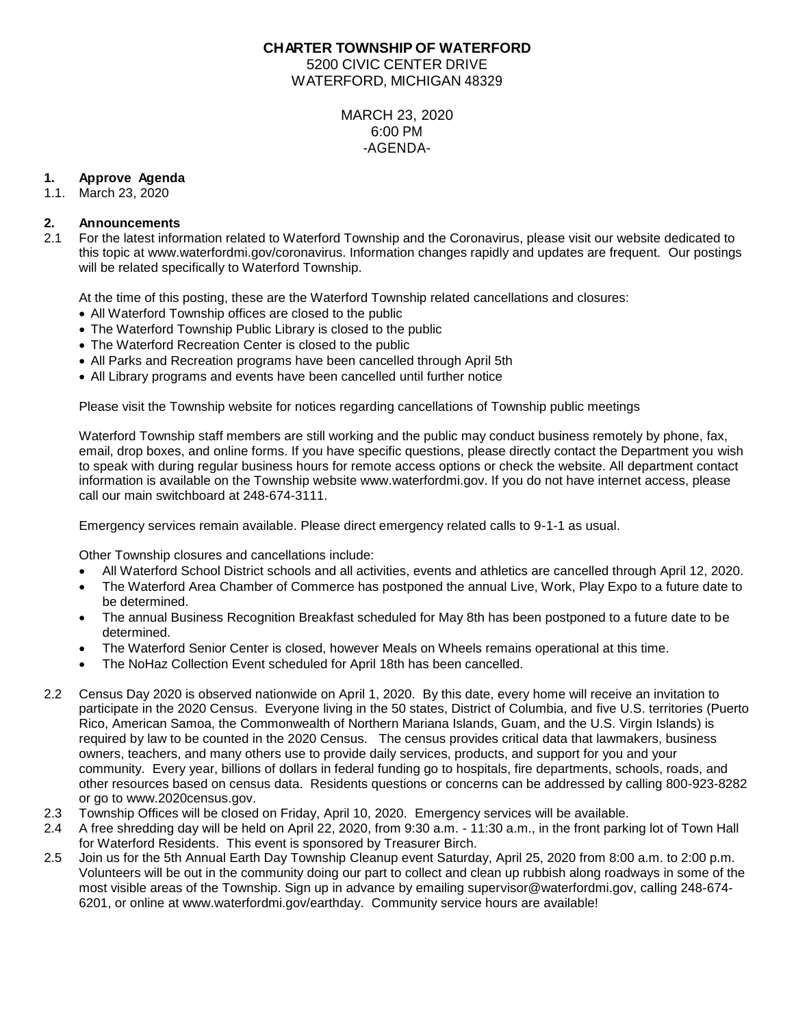**CHARTER TOWNSHIP OF WATERFORD**
5200 CIVIC CENTER DRIVE
WATERFORD, MICHIGAN 48329

MARCH 23, 2020
6:00 PM
-AGENDA-

**1. Approve Agenda**

1.1. March 23, 2020

**2. Announcements**

2.1 For the latest information related to Waterford Township and the Coronavirus, please visit our website dedicated to this topic at www.waterfordmi.gov/coronavirus. Information changes rapidly and updates are frequent. Our postings will be related specifically to Waterford Township.

At the time of this posting, these are the Waterford Township related cancellations and closures:

- All Waterford Township offices are closed to the public
- The Waterford Township Public Library is closed to the public
- The Waterford Recreation Center is closed to the public
- All Parks and Recreation programs have been cancelled through April 5th
- All Library programs and events have been cancelled until further notice

Please visit the Township website for notices regarding cancellations of Township public meetings

Waterford Township staff members are still working and the public may conduct business remotely by phone, fax, email, drop boxes, and online forms. If you have specific questions, please directly contact the Department you wish to speak with during regular business hours for remote access options or check the website. All department contact information is available on the Township website www.waterfordmi.gov. If you do not have internet access, please call our main switchboard at 248-674-3111.

Emergency services remain available. Please direct emergency related calls to 9-1-1 as usual.

Other Township closures and cancellations include:

- All Waterford School District schools and all activities, events and athletics are cancelled through April 12, 2020.
- The Waterford Area Chamber of Commerce has postponed the annual Live, Work, Play Expo to a future date to be determined.
- The annual Business Recognition Breakfast scheduled for May 8th has been postponed to a future date to be determined.
- The Waterford Senior Center is closed, however Meals on Wheels remains operational at this time.
- The NoHaz Collection Event scheduled for April 18th has been cancelled.

2.2 Census Day 2020 is observed nationwide on April 1, 2020. By this date, every home will receive an invitation to participate in the 2020 Census. Everyone living in the 50 states, District of Columbia, and five U.S. territories (Puerto Rico, American Samoa, the Commonwealth of Northern Mariana Islands, Guam, and the U.S. Virgin Islands) is required by law to be counted in the 2020 Census. The census provides critical data that lawmakers, business owners, teachers, and many others use to provide daily services, products, and support for you and your community. Every year, billions of dollars in federal funding go to hospitals, fire departments, schools, roads, and other resources based on census data. Residents questions or concerns can be addressed by calling 800-923-8282 or go to www.2020census.gov.

2.3 Township Offices will be closed on Friday, April 10, 2020. Emergency services will be available.

2.4 A free shredding day will be held on April 22, 2020, from 9:30 a.m. - 11:30 a.m., in the front parking lot of Town Hall for Waterford Residents. This event is sponsored by Treasurer Birch.

2.5 Join us for the 5th Annual Earth Day Township Cleanup event Saturday, April 25, 2020 from 8:00 a.m. to 2:00 p.m. Volunteers will be out in the community doing our part to collect and clean up rubbish along roadways in some of the most visible areas of the Township. Sign up in advance by emailing supervisor@waterfordmi.gov, calling 248-674-6201, or online at www.waterfordmi.gov/earthday. Community service hours are available!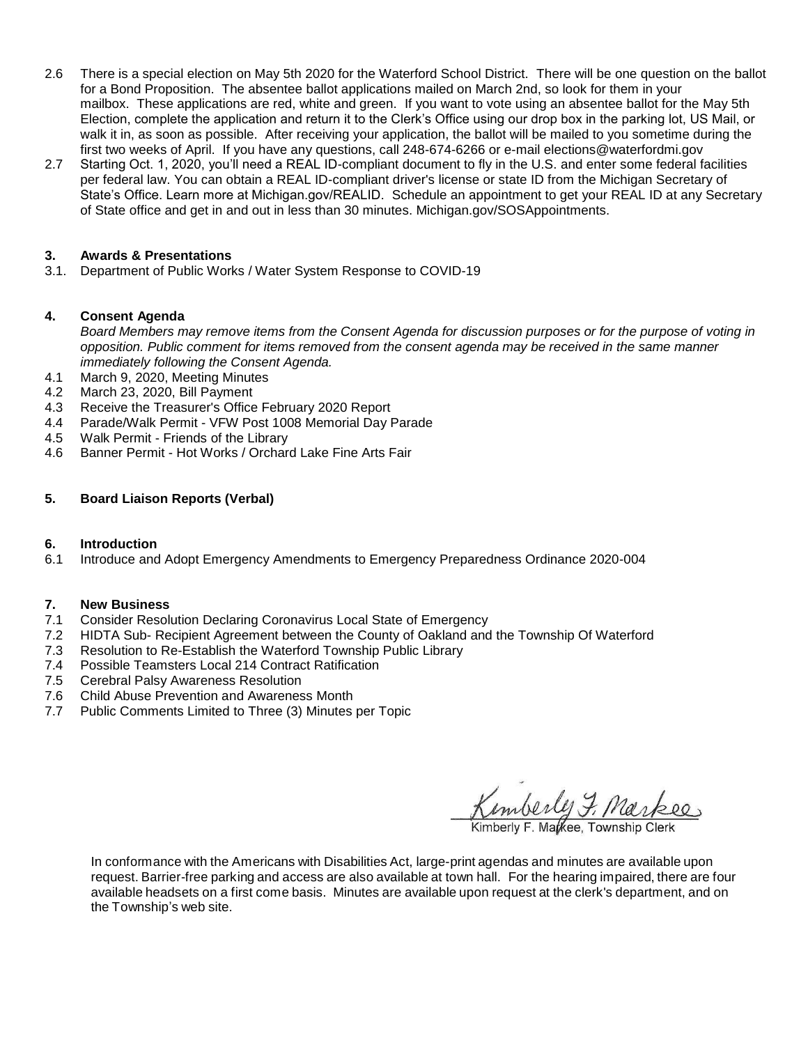2.6 There is a special election on May 5th 2020 for the Waterford School District. There will be one question on the ballot for a Bond Proposition. The absentee ballot applications mailed on March 2nd, so look for them in your mailbox. These applications are red, white and green. If you want to vote using an absentee ballot for the May 5th Election, complete the application and return it to the Clerk's Office using our drop box in the parking lot, US Mail, or walk it in, as soon as possible. After receiving your application, the ballot will be mailed to you sometime during the first two weeks of April. If you have any questions, call 248-674-6266 or e-mail elections@waterfordmi.gov

2.7 Starting Oct. 1, 2020, you'll need a REAL ID-compliant document to fly in the U.S. and enter some federal facilities per federal law. You can obtain a REAL ID-compliant driver's license or state ID from the Michigan Secretary of State's Office. Learn more at Michigan.gov/REALID. Schedule an appointment to get your REAL ID at any Secretary of State office and get in and out in less than 30 minutes. Michigan.gov/SOSAppointments.

**3. Awards & Presentations**

3.1. Department of Public Works / Water System Response to COVID-19

**4. Consent Agenda**

*Board Members may remove items from the Consent Agenda for discussion purposes or for the purpose of voting in opposition. Public comment for items removed from the consent agenda may be received in the same manner immediately following the Consent Agenda.*

4.1 March 9, 2020, Meeting Minutes
4.2 March 23, 2020, Bill Payment
4.3 Receive the Treasurer's Office February 2020 Report
4.4 Parade/Walk Permit - VFW Post 1008 Memorial Day Parade
4.5 Walk Permit - Friends of the Library
4.6 Banner Permit - Hot Works / Orchard Lake Fine Arts Fair

**5. Board Liaison Reports (Verbal)**

**6. Introduction**

6.1 Introduce and Adopt Emergency Amendments to Emergency Preparedness Ordinance 2020-004

**7. New Business**

7.1 Consider Resolution Declaring Coronavirus Local State of Emergency
7.2 HIDTA Sub- Recipient Agreement between the County of Oakland and the Township Of Waterford
7.3 Resolution to Re-Establish the Waterford Township Public Library
7.4 Possible Teamsters Local 214 Contract Ratification
7.5 Cerebral Palsy Awareness Resolution
7.6 Child Abuse Prevention and Awareness Month
7.7 Public Comments Limited to Three (3) Minutes per Topic

Kimberly F. Markee

Kimberly F. Markee, Township Clerk

In conformance with the Americans with Disabilities Act, large-print agendas and minutes are available upon request. Barrier-free parking and access are also available at town hall. For the hearing impaired, there are four available headsets on a first come basis. Minutes are available upon request at the clerk's department, and on the Township's web site.